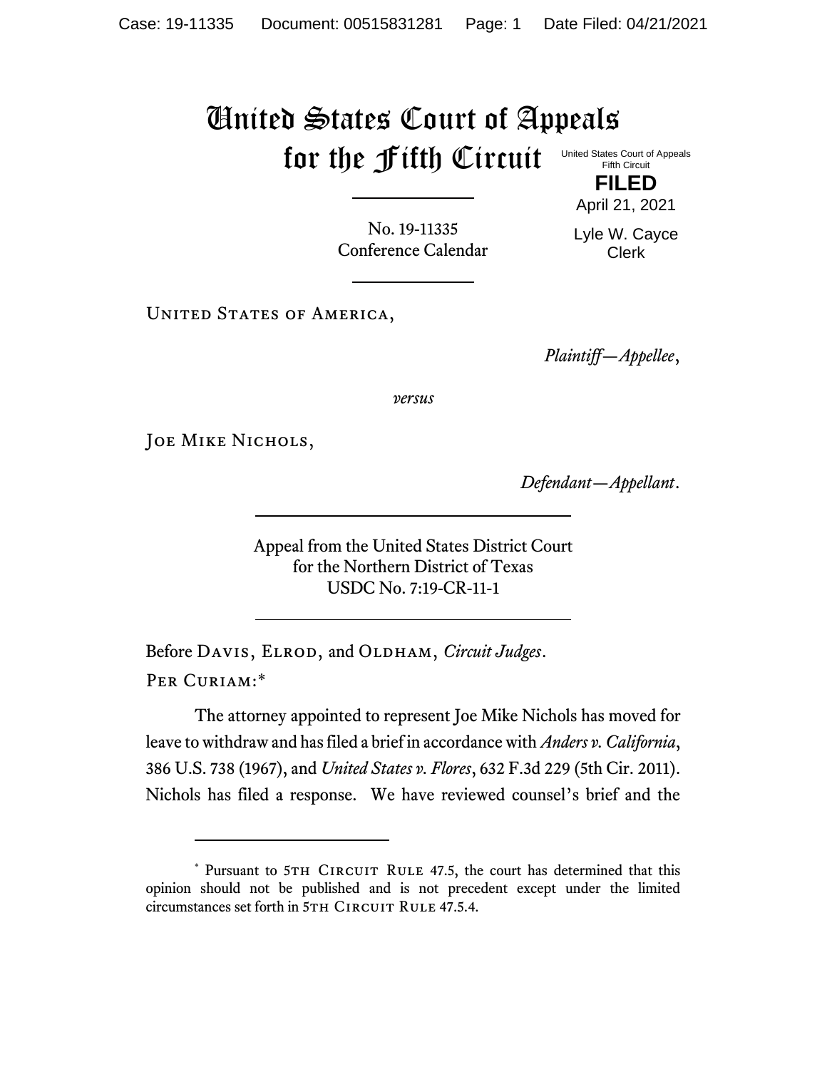# United States Court of Appeals for the Fifth Circuit

United States Court of Appeals
Fifth Circuit

**FILED**

April 21, 2021

Lyle W. Cayce
Clerk

---

No. 19-11335
Conference Calendar

---

United States of America,

*Plaintiff—Appellee*,

*versus*

Joe Mike Nichols,

*Defendant—Appellant*.

---

Appeal from the United States District Court
for the Northern District of Texas
USDC No. 7:19-CR-11-1

---

Before Davis, Elrod, and Oldham, *Circuit Judges*.

Per Curiam:*

The attorney appointed to represent Joe Mike Nichols has moved for leave to withdraw and has filed a brief in accordance with *Anders v. California*, 386 U.S. 738 (1967), and *United States v. Flores*, 632 F.3d 229 (5th Cir. 2011). Nichols has filed a response. We have reviewed counsel's brief and the

---

\* Pursuant to 5th Circuit Rule 47.5, the court has determined that this opinion should not be published and is not precedent except under the limited circumstances set forth in 5th Circuit Rule 47.5.4.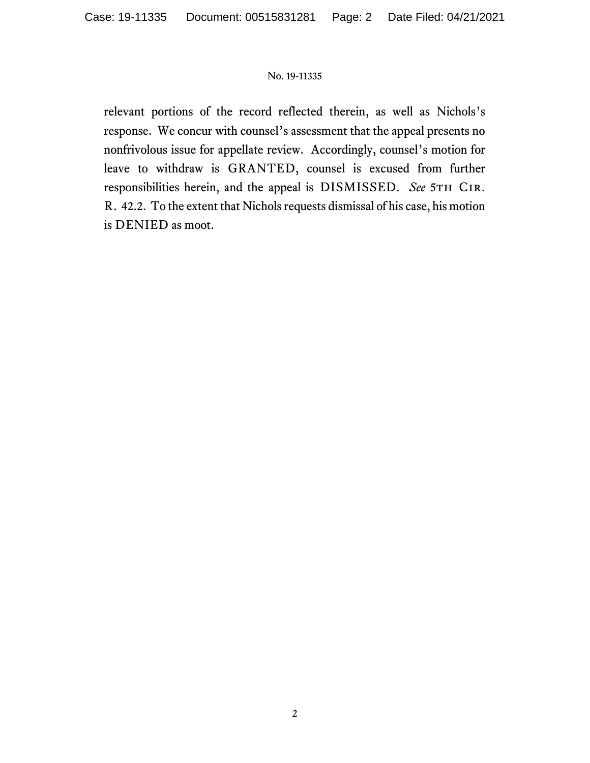relevant portions of the record reflected therein, as well as Nichols's response. We concur with counsel's assessment that the appeal presents no nonfrivolous issue for appellate review. Accordingly, counsel's motion for leave to withdraw is GRANTED, counsel is excused from further responsibilities herein, and the appeal is DISMISSED. *See* 5TH CIR. R. 42.2. To the extent that Nichols requests dismissal of his case, his motion is DENIED as moot.